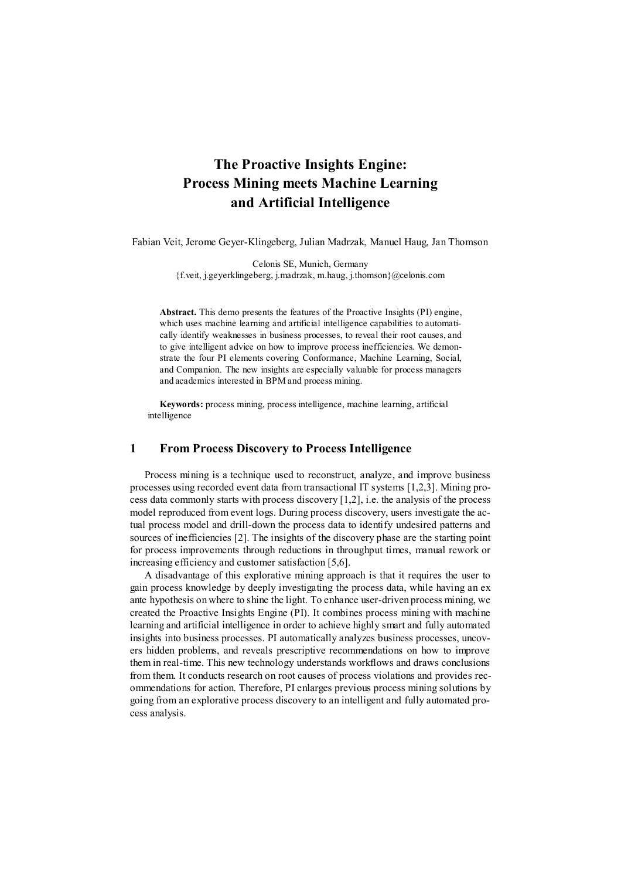# The Proactive Insights Engine: Process Mining meets Machine Learning and Artificial Intelligence

Fabian Veit, Jerome Geyer-Klingeberg, Julian Madrzak, Manuel Haug, Jan Thomson

Celonis SE, Munich, Germany
{f.veit, j.geyerklingeberg, j.madrzak, m.haug, j.thomson}@celonis.com

**Abstract.** This demo presents the features of the Proactive Insights (PI) engine, which uses machine learning and artificial intelligence capabilities to automatically identify weaknesses in business processes, to reveal their root causes, and to give intelligent advice on how to improve process inefficiencies. We demonstrate the four PI elements covering Conformance, Machine Learning, Social, and Companion. The new insights are especially valuable for process managers and academics interested in BPM and process mining.

**Keywords:** process mining, process intelligence, machine learning, artificial intelligence

## 1 From Process Discovery to Process Intelligence

Process mining is a technique used to reconstruct, analyze, and improve business processes using recorded event data from transactional IT systems [1,2,3]. Mining process data commonly starts with process discovery [1,2], i.e. the analysis of the process model reproduced from event logs. During process discovery, users investigate the actual process model and drill-down the process data to identify undesired patterns and sources of inefficiencies [2]. The insights of the discovery phase are the starting point for process improvements through reductions in throughput times, manual rework or increasing efficiency and customer satisfaction [5,6].

A disadvantage of this explorative mining approach is that it requires the user to gain process knowledge by deeply investigating the process data, while having an ex ante hypothesis on where to shine the light. To enhance user-driven process mining, we created the Proactive Insights Engine (PI). It combines process mining with machine learning and artificial intelligence in order to achieve highly smart and fully automated insights into business processes. PI automatically analyzes business processes, uncovers hidden problems, and reveals prescriptive recommendations on how to improve them in real-time. This new technology understands workflows and draws conclusions from them. It conducts research on root causes of process violations and provides recommendations for action. Therefore, PI enlarges previous process mining solutions by going from an explorative process discovery to an intelligent and fully automated process analysis.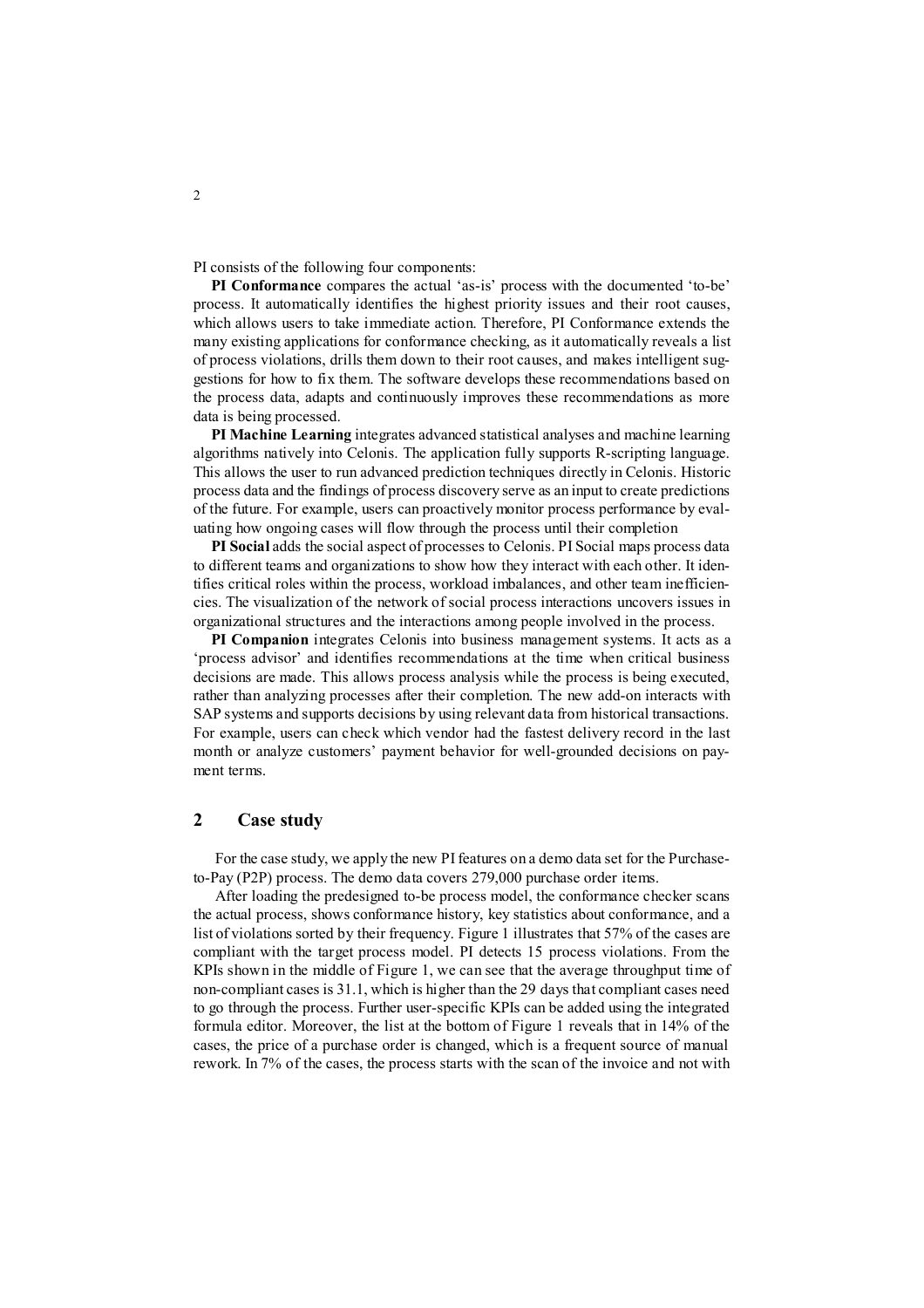PI consists of the following four components:

**PI Conformance** compares the actual 'as-is' process with the documented 'to-be' process. It automatically identifies the highest priority issues and their root causes, which allows users to take immediate action. Therefore, PI Conformance extends the many existing applications for conformance checking, as it automatically reveals a list of process violations, drills them down to their root causes, and makes intelligent suggestions for how to fix them. The software develops these recommendations based on the process data, adapts and continuously improves these recommendations as more data is being processed.

**PI Machine Learning** integrates advanced statistical analyses and machine learning algorithms natively into Celonis. The application fully supports R-scripting language. This allows the user to run advanced prediction techniques directly in Celonis. Historic process data and the findings of process discovery serve as an input to create predictions of the future. For example, users can proactively monitor process performance by evaluating how ongoing cases will flow through the process until their completion

**PI Social** adds the social aspect of processes to Celonis. PI Social maps process data to different teams and organizations to show how they interact with each other. It identifies critical roles within the process, workload imbalances, and other team inefficiencies. The visualization of the network of social process interactions uncovers issues in organizational structures and the interactions among people involved in the process.

**PI Companion** integrates Celonis into business management systems. It acts as a 'process advisor' and identifies recommendations at the time when critical business decisions are made. This allows process analysis while the process is being executed, rather than analyzing processes after their completion. The new add-on interacts with SAP systems and supports decisions by using relevant data from historical transactions. For example, users can check which vendor had the fastest delivery record in the last month or analyze customers' payment behavior for well-grounded decisions on payment terms.

## 2 Case study

For the case study, we apply the new PI features on a demo data set for the Purchase-to-Pay (P2P) process. The demo data covers 279,000 purchase order items.

After loading the predesigned to-be process model, the conformance checker scans the actual process, shows conformance history, key statistics about conformance, and a list of violations sorted by their frequency. Figure 1 illustrates that 57% of the cases are compliant with the target process model. PI detects 15 process violations. From the KPIs shown in the middle of Figure 1, we can see that the average throughput time of non-compliant cases is 31.1, which is higher than the 29 days that compliant cases need to go through the process. Further user-specific KPIs can be added using the integrated formula editor. Moreover, the list at the bottom of Figure 1 reveals that in 14% of the cases, the price of a purchase order is changed, which is a frequent source of manual rework. In 7% of the cases, the process starts with the scan of the invoice and not with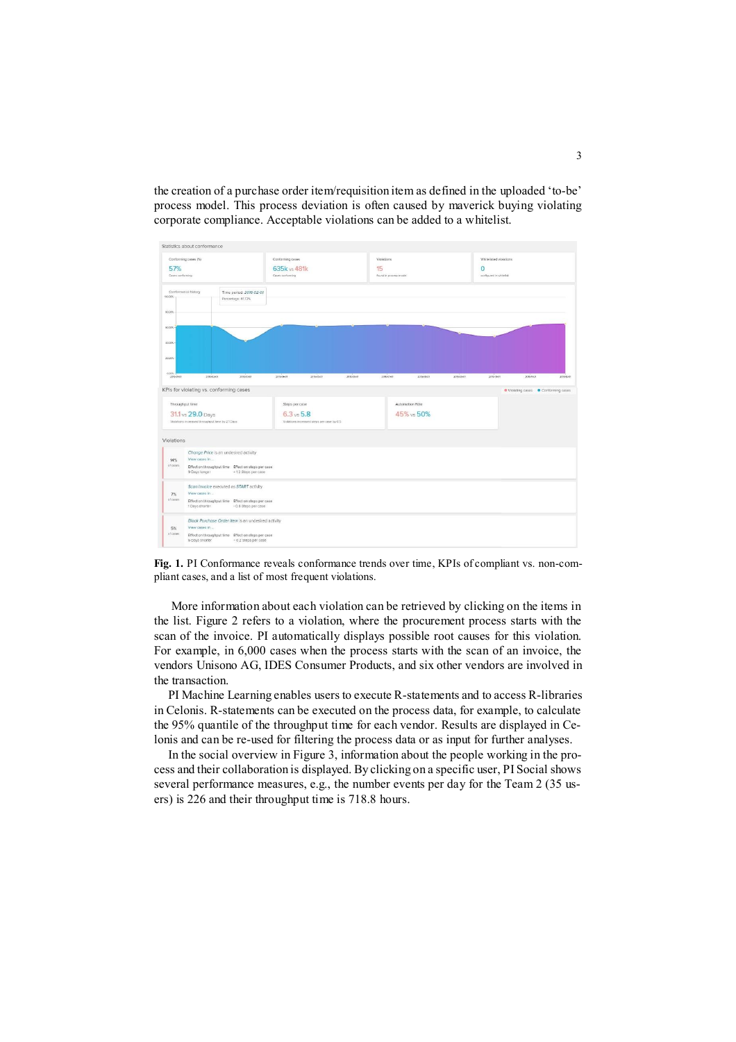the creation of a purchase order item/requisition item as defined in the uploaded 'to-be' process model. This process deviation is often caused by maverick buying violating corporate compliance. Acceptable violations can be added to a whitelist.

**Fig. 1.** PI Conformance reveals conformance trends over time, KPIs of compliant vs. non-compliant cases, and a list of most frequent violations.

More information about each violation can be retrieved by clicking on the items in the list. Figure 2 refers to a violation, where the procurement process starts with the scan of the invoice. PI automatically displays possible root causes for this violation. For example, in 6,000 cases when the process starts with the scan of an invoice, the vendors Unisono AG, IDES Consumer Products, and six other vendors are involved in the transaction.

PI Machine Learning enables users to execute R-statements and to access R-libraries in Celonis. R-statements can be executed on the process data, for example, to calculate the 95% quantile of the throughput time for each vendor. Results are displayed in Celonis and can be re-used for filtering the process data or as input for further analyses.

In the social overview in Figure 3, information about the people working in the process and their collaboration is displayed. By clicking on a specific user, PI Social shows several performance measures, e.g., the number events per day for the Team 2 (35 users) is 226 and their throughput time is 718.8 hours.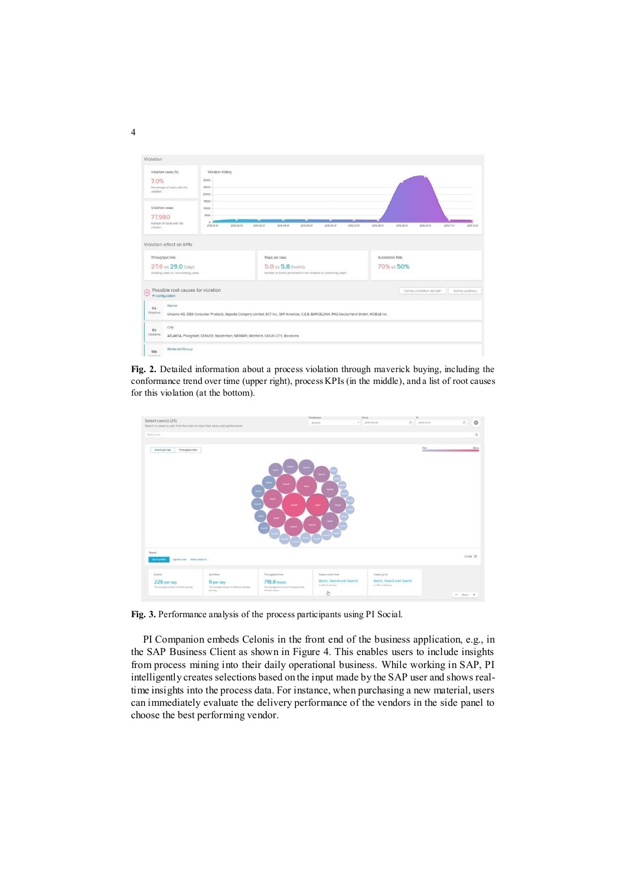**Fig. 2.** Detailed information about a process violation through maverick buying, including the conformance trend over time (upper right), process KPIs (in the middle), and a list of root causes for this violation (at the bottom).

**Fig. 3.** Performance analysis of the process participants using PI Social.

PI Companion embeds Celonis in the front end of the business application, e.g., in the SAP Business Client as shown in Figure 4. This enables users to include insights from process mining into their daily operational business. While working in SAP, PI intelligently creates selections based on the input made by the SAP user and shows real-time insights into the process data. For instance, when purchasing a new material, users can immediately evaluate the delivery performance of the vendors in the side panel to choose the best performing vendor.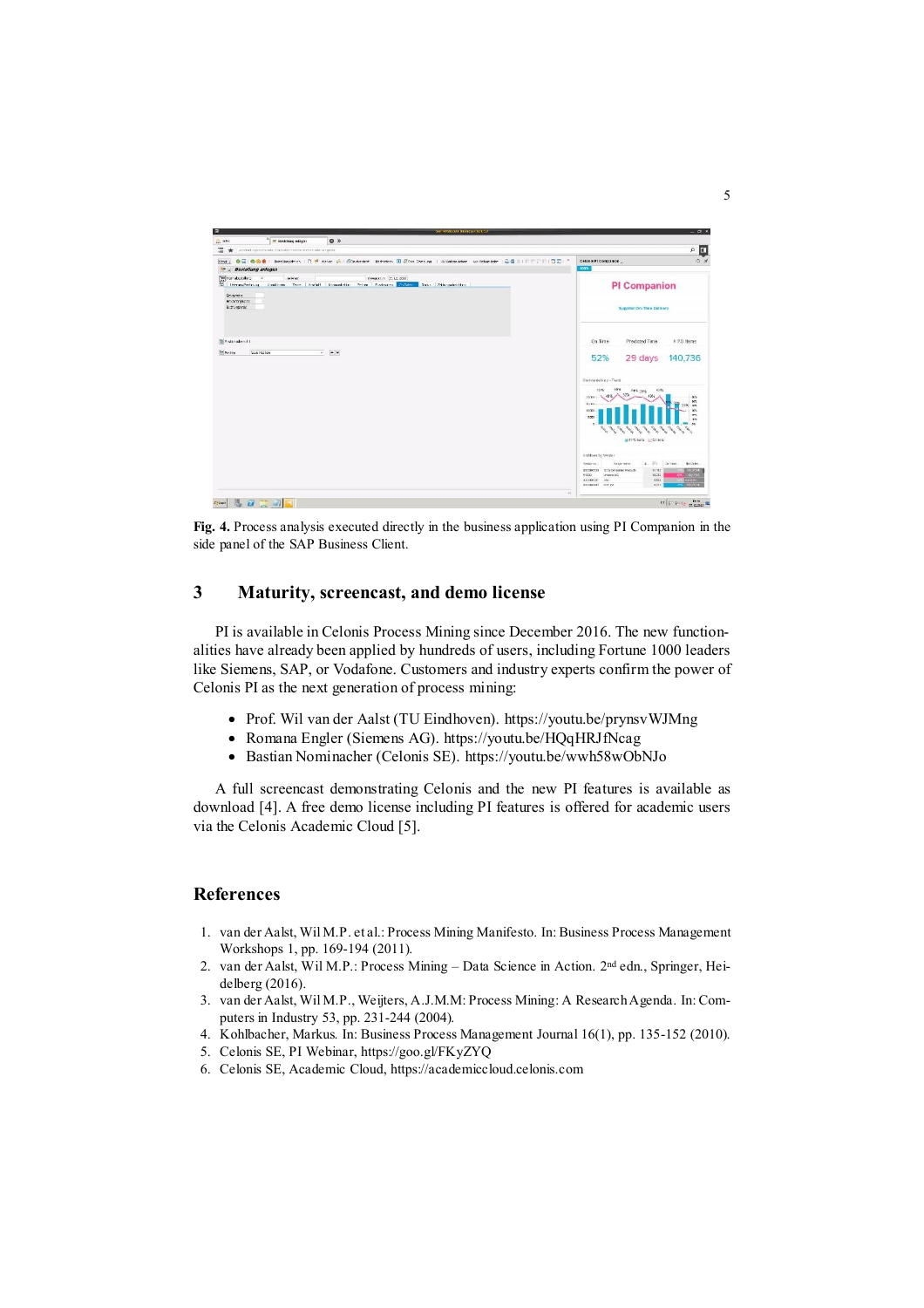**Fig. 4.** Process analysis executed directly in the business application using PI Companion in the side panel of the SAP Business Client.

## 3 Maturity, screencast, and demo license

PI is available in Celonis Process Mining since December 2016. The new functionalities have already been applied by hundreds of users, including Fortune 1000 leaders like Siemens, SAP, or Vodafone. Customers and industry experts confirm the power of Celonis PI as the next generation of process mining:

- Prof. Wil van der Aalst (TU Eindhoven). https://youtu.be/prynsvWJMng
- Romana Engler (Siemens AG). https://youtu.be/HQqHRJfNcag
- Bastian Nominacher (Celonis SE). https://youtu.be/wwh58wObNJo

A full screencast demonstrating Celonis and the new PI features is available as download [4]. A free demo license including PI features is offered for academic users via the Celonis Academic Cloud [5].

## References

1. van der Aalst, Wil M.P. et al.: Process Mining Manifesto. In: Business Process Management Workshops 1, pp. 169-194 (2011).
2. van der Aalst, Wil M.P.: Process Mining – Data Science in Action. 2nd edn., Springer, Heidelberg (2016).
3. van der Aalst, Wil M.P., Weijters, A.J.M.M: Process Mining: A Research Agenda. In: Computers in Industry 53, pp. 231-244 (2004).
4. Kohlbacher, Markus. In: Business Process Management Journal 16(1), pp. 135-152 (2010).
5. Celonis SE, PI Webinar, https://goo.gl/FKyZYQ
6. Celonis SE, Academic Cloud, https://academiccloud.celonis.com